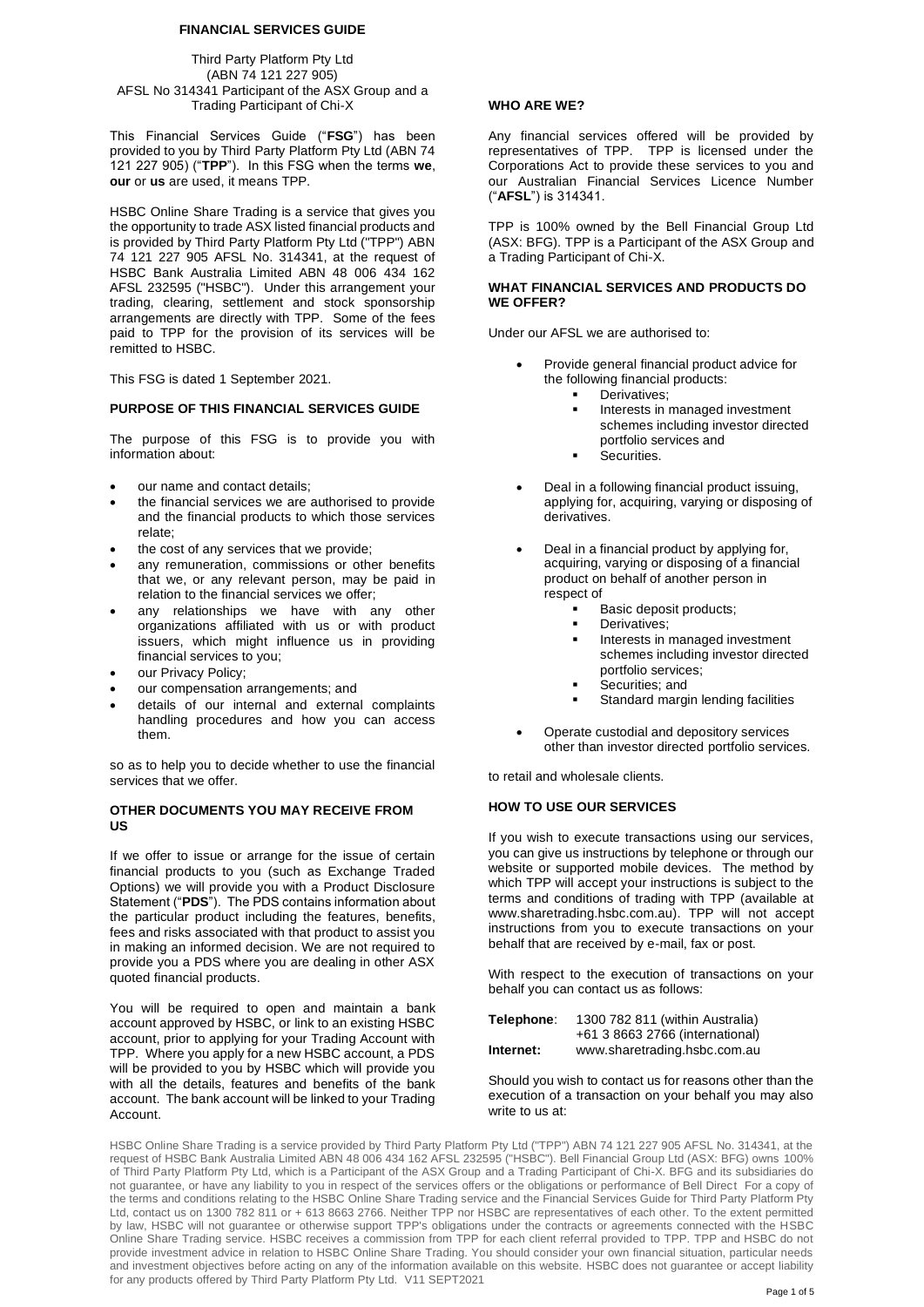# FINANCIAL SERVICES GUIDE

Third Party Platform Pty Ltd
(ABN 74 121 227 905)
AFSL No 314341 Participant of the ASX Group and a Trading Participant of Chi-X

This Financial Services Guide ("**FSG**") has been provided to you by Third Party Platform Pty Ltd (ABN 74 121 227 905) ("**TPP**"). In this FSG when the terms **we**, **our** or **us** are used, it means TPP.

HSBC Online Share Trading is a service that gives you the opportunity to trade ASX listed financial products and is provided by Third Party Platform Pty Ltd ("TPP") ABN 74 121 227 905 AFSL No. 314341, at the request of HSBC Bank Australia Limited ABN 48 006 434 162 AFSL 232595 ("HSBC"). Under this arrangement your trading, clearing, settlement and stock sponsorship arrangements are directly with TPP. Some of the fees paid to TPP for the provision of its services will be remitted to HSBC.

This FSG is dated 1 September 2021.

## PURPOSE OF THIS FINANCIAL SERVICES GUIDE

The purpose of this FSG is to provide you with information about:

- our name and contact details;
- the financial services we are authorised to provide and the financial products to which those services relate;
- the cost of any services that we provide;
- any remuneration, commissions or other benefits that we, or any relevant person, may be paid in relation to the financial services we offer;
- any relationships we have with any other organizations affiliated with us or with product issuers, which might influence us in providing financial services to you;
- our Privacy Policy;
- our compensation arrangements; and
- details of our internal and external complaints handling procedures and how you can access them.

so as to help you to decide whether to use the financial services that we offer.

## OTHER DOCUMENTS YOU MAY RECEIVE FROM US

If we offer to issue or arrange for the issue of certain financial products to you (such as Exchange Traded Options) we will provide you with a Product Disclosure Statement ("**PDS**"). The PDS contains information about the particular product including the features, benefits, fees and risks associated with that product to assist you in making an informed decision. We are not required to provide you a PDS where you are dealing in other ASX quoted financial products.

You will be required to open and maintain a bank account approved by HSBC, or link to an existing HSBC account, prior to applying for your Trading Account with TPP. Where you apply for a new HSBC account, a PDS will be provided to you by HSBC which will provide you with all the details, features and benefits of the bank account. The bank account will be linked to your Trading Account.

## WHO ARE WE?

Any financial services offered will be provided by representatives of TPP. TPP is licensed under the Corporations Act to provide these services to you and our Australian Financial Services Licence Number ("**AFSL**") is 314341.

TPP is 100% owned by the Bell Financial Group Ltd (ASX: BFG). TPP is a Participant of the ASX Group and a Trading Participant of Chi-X.

## WHAT FINANCIAL SERVICES AND PRODUCTS DO WE OFFER?

Under our AFSL we are authorised to:

- Provide general financial product advice for the following financial products:
  - Derivatives;
  - Interests in managed investment schemes including investor directed portfolio services and
  - Securities.
- Deal in a following financial product issuing, applying for, acquiring, varying or disposing of derivatives.
- Deal in a financial product by applying for, acquiring, varying or disposing of a financial product on behalf of another person in respect of
  - Basic deposit products;
  - Derivatives;
  - Interests in managed investment schemes including investor directed portfolio services;
  - Securities; and
  - Standard margin lending facilities
- Operate custodial and depository services other than investor directed portfolio services.

to retail and wholesale clients.

## HOW TO USE OUR SERVICES

If you wish to execute transactions using our services, you can give us instructions by telephone or through our website or supported mobile devices. The method by which TPP will accept your instructions is subject to the terms and conditions of trading with TPP (available at www.sharetrading.hsbc.com.au). TPP will not accept instructions from you to execute transactions on your behalf that are received by e-mail, fax or post.

With respect to the execution of transactions on your behalf you can contact us as follows:

**Telephone**: 1300 782 811 (within Australia)
+61 3 8663 2766 (international)
**Internet:** www.sharetrading.hsbc.com.au

Should you wish to contact us for reasons other than the execution of a transaction on your behalf you may also write to us at:

HSBC Online Share Trading is a service provided by Third Party Platform Pty Ltd ("TPP") ABN 74 121 227 905 AFSL No. 314341, at the request of HSBC Bank Australia Limited ABN 48 006 434 162 AFSL 232595 ("HSBC"). Bell Financial Group Ltd (ASX: BFG) owns 100% of Third Party Platform Pty Ltd, which is a Participant of the ASX Group and a Trading Participant of Chi-X. BFG and its subsidiaries do not guarantee, or have any liability to you in respect of the services offers or the obligations or performance of Bell Direct For a copy of the terms and conditions relating to the HSBC Online Share Trading service and the Financial Services Guide for Third Party Platform Pty Ltd, contact us on 1300 782 811 or + 613 8663 2766. Neither TPP nor HSBC are representatives of each other. To the extent permitted by law, HSBC will not guarantee or otherwise support TPP's obligations under the contracts or agreements connected with the HSBC Online Share Trading service. HSBC receives a commission from TPP for each client referral provided to TPP. TPP and HSBC do not provide investment advice in relation to HSBC Online Share Trading. You should consider your own financial situation, particular needs and investment objectives before acting on any of the information available on this website. HSBC does not guarantee or accept liability for any products offered by Third Party Platform Pty Ltd. V11 SEPT2021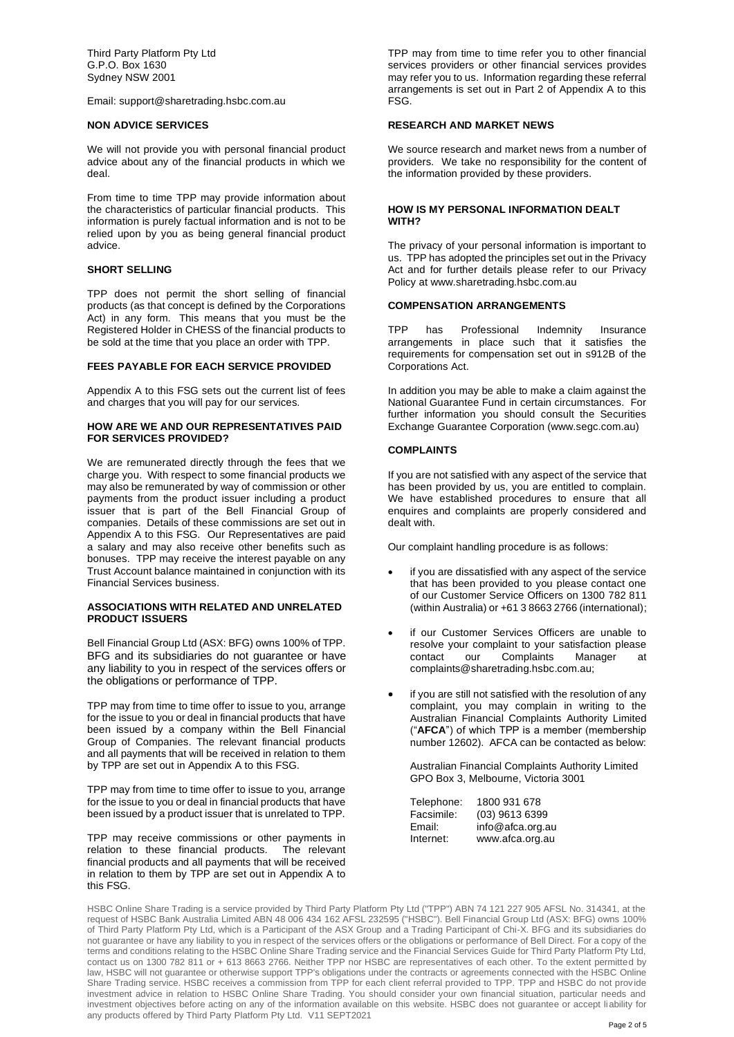Third Party Platform Pty Ltd
G.P.O. Box 1630
Sydney NSW 2001

Email: support@sharetrading.hsbc.com.au

### NON ADVICE SERVICES

We will not provide you with personal financial product advice about any of the financial products in which we deal.

From time to time TPP may provide information about the characteristics of particular financial products. This information is purely factual information and is not to be relied upon by you as being general financial product advice.

### SHORT SELLING

TPP does not permit the short selling of financial products (as that concept is defined by the Corporations Act) in any form. This means that you must be the Registered Holder in CHESS of the financial products to be sold at the time that you place an order with TPP.

### FEES PAYABLE FOR EACH SERVICE PROVIDED

Appendix A to this FSG sets out the current list of fees and charges that you will pay for our services.

### HOW ARE WE AND OUR REPRESENTATIVES PAID FOR SERVICES PROVIDED?

We are remunerated directly through the fees that we charge you. With respect to some financial products we may also be remunerated by way of commission or other payments from the product issuer including a product issuer that is part of the Bell Financial Group of companies. Details of these commissions are set out in Appendix A to this FSG. Our Representatives are paid a salary and may also receive other benefits such as bonuses. TPP may receive the interest payable on any Trust Account balance maintained in conjunction with its Financial Services business.

### ASSOCIATIONS WITH RELATED AND UNRELATED PRODUCT ISSUERS

Bell Financial Group Ltd (ASX: BFG) owns 100% of TPP. BFG and its subsidiaries do not guarantee or have any liability to you in respect of the services offers or the obligations or performance of TPP.

TPP may from time to time offer to issue to you, arrange for the issue to you or deal in financial products that have been issued by a company within the Bell Financial Group of Companies. The relevant financial products and all payments that will be received in relation to them by TPP are set out in Appendix A to this FSG.

TPP may from time to time offer to issue to you, arrange for the issue to you or deal in financial products that have been issued by a product issuer that is unrelated to TPP.

TPP may receive commissions or other payments in relation to these financial products. The relevant financial products and all payments that will be received in relation to them by TPP are set out in Appendix A to this FSG.

TPP may from time to time refer you to other financial services providers or other financial services provides may refer you to us. Information regarding these referral arrangements is set out in Part 2 of Appendix A to this FSG.

### RESEARCH AND MARKET NEWS

We source research and market news from a number of providers. We take no responsibility for the content of the information provided by these providers.

### HOW IS MY PERSONAL INFORMATION DEALT WITH?

The privacy of your personal information is important to us. TPP has adopted the principles set out in the Privacy Act and for further details please refer to our Privacy Policy at www.sharetrading.hsbc.com.au

### COMPENSATION ARRANGEMENTS

TPP has Professional Indemnity Insurance arrangements in place such that it satisfies the requirements for compensation set out in s912B of the Corporations Act.

In addition you may be able to make a claim against the National Guarantee Fund in certain circumstances. For further information you should consult the Securities Exchange Guarantee Corporation (www.segc.com.au)

### COMPLAINTS

If you are not satisfied with any aspect of the service that has been provided by us, you are entitled to complain. We have established procedures to ensure that all enquires and complaints are properly considered and dealt with.

Our complaint handling procedure is as follows:

- if you are dissatisfied with any aspect of the service that has been provided to you please contact one of our Customer Service Officers on 1300 782 811 (within Australia) or +61 3 8663 2766 (international);
- if our Customer Services Officers are unable to resolve your complaint to your satisfaction please contact our Complaints Manager at complaints@sharetrading.hsbc.com.au;
- if you are still not satisfied with the resolution of any complaint, you may complain in writing to the Australian Financial Complaints Authority Limited ("**AFCA**") of which TPP is a member (membership number 12602). AFCA can be contacted as below:

  Australian Financial Complaints Authority Limited
  GPO Box 3, Melbourne, Victoria 3001

  | | |
  |---|---|
  | Telephone: | 1800 931 678 |
  | Facsimile: | (03) 9613 6399 |
  | Email: | info@afca.org.au |
  | Internet: | www.afca.org.au |

HSBC Online Share Trading is a service provided by Third Party Platform Pty Ltd ("TPP") ABN 74 121 227 905 AFSL No. 314341, at the request of HSBC Bank Australia Limited ABN 48 006 434 162 AFSL 232595 ("HSBC"). Bell Financial Group Ltd (ASX: BFG) owns 100% of Third Party Platform Pty Ltd, which is a Participant of the ASX Group and a Trading Participant of Chi-X. BFG and its subsidiaries do not guarantee or have any liability to you in respect of the services offers or the obligations or performance of Bell Direct. For a copy of the terms and conditions relating to the HSBC Online Share Trading service and the Financial Services Guide for Third Party Platform Pty Ltd, contact us on 1300 782 811 or + 613 8663 2766. Neither TPP nor HSBC are representatives of each other. To the extent permitted by law, HSBC will not guarantee or otherwise support TPP's obligations under the contracts or agreements connected with the HSBC Online Share Trading service. HSBC receives a commission from TPP for each client referral provided to TPP. TPP and HSBC do not provide investment advice in relation to HSBC Online Share Trading. You should consider your own financial situation, particular needs and investment objectives before acting on any of the information available on this website. HSBC does not guarantee or accept liability for any products offered by Third Party Platform Pty Ltd. V11 SEPT2021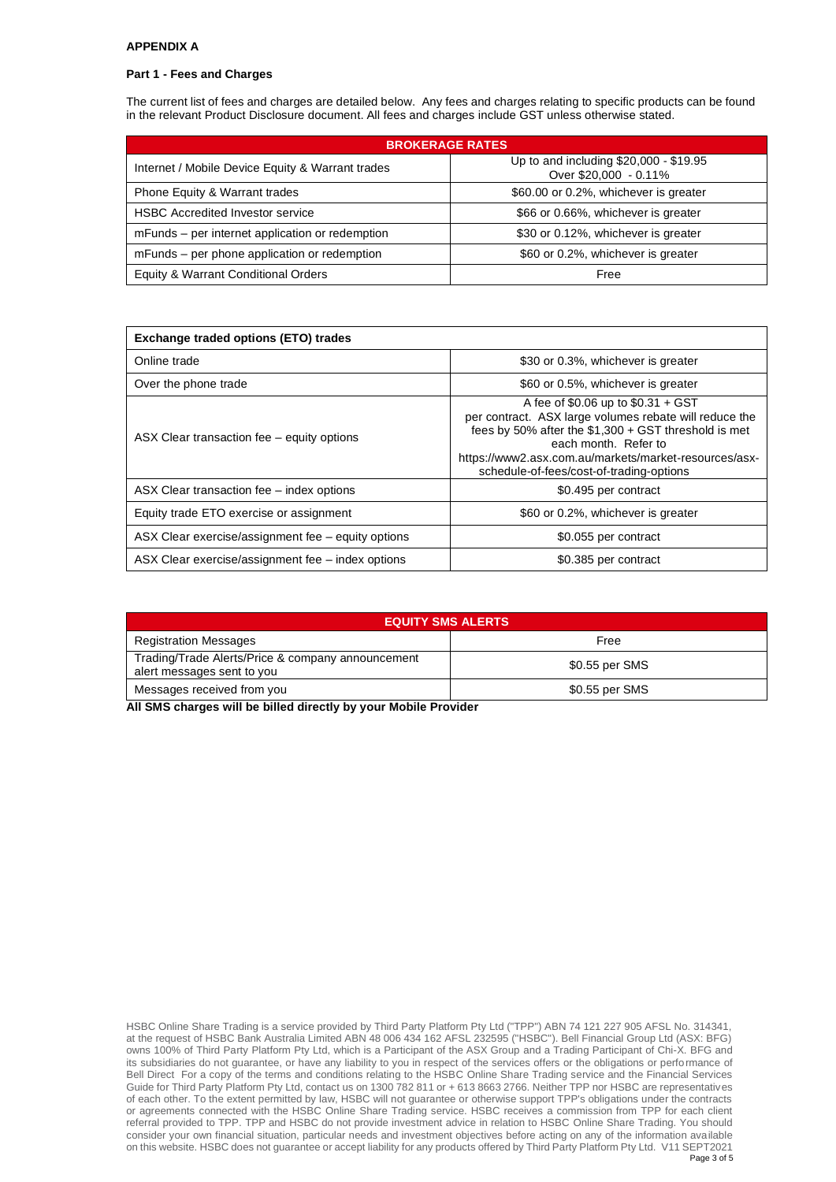**APPENDIX A**

**Part 1 - Fees and Charges**

The current list of fees and charges are detailed below. Any fees and charges relating to specific products can be found in the relevant Product Disclosure document. All fees and charges include GST unless otherwise stated.

| **BROKERAGE RATES** | |
|---|---|
| Internet / Mobile Device Equity & Warrant trades | Up to and including $20,000 - $19.95<br>Over $20,000 - 0.11% |
| Phone Equity & Warrant trades | $60.00 or 0.2%, whichever is greater |
| HSBC Accredited Investor service | $66 or 0.66%, whichever is greater |
| mFunds – per internet application or redemption | $30 or 0.12%, whichever is greater |
| mFunds – per phone application or redemption | $60 or 0.2%, whichever is greater |
| Equity & Warrant Conditional Orders | Free |

| **Exchange traded options (ETO) trades** | |
|---|---|
| Online trade | $30 or 0.3%, whichever is greater |
| Over the phone trade | $60 or 0.5%, whichever is greater |
| ASX Clear transaction fee – equity options | A fee of $0.06 up to $0.31 + GST per contract. ASX large volumes rebate will reduce the fees by 50% after the $1,300 + GST threshold is met each month. Refer to https://www2.asx.com.au/markets/market-resources/asx-schedule-of-fees/cost-of-trading-options |
| ASX Clear transaction fee – index options | $0.495 per contract |
| Equity trade ETO exercise or assignment | $60 or 0.2%, whichever is greater |
| ASX Clear exercise/assignment fee – equity options | $0.055 per contract |
| ASX Clear exercise/assignment fee – index options | $0.385 per contract |

| **EQUITY SMS ALERTS** | |
|---|---|
| Registration Messages | Free |
| Trading/Trade Alerts/Price & company announcement alert messages sent to you | $0.55 per SMS |
| Messages received from you | $0.55 per SMS |

**All SMS charges will be billed directly by your Mobile Provider**

HSBC Online Share Trading is a service provided by Third Party Platform Pty Ltd ("TPP") ABN 74 121 227 905 AFSL No. 314341, at the request of HSBC Bank Australia Limited ABN 48 006 434 162 AFSL 232595 ("HSBC"). Bell Financial Group Ltd (ASX: BFG) owns 100% of Third Party Platform Pty Ltd, which is a Participant of the ASX Group and a Trading Participant of Chi-X. BFG and its subsidiaries do not guarantee, or have any liability to you in respect of the services offers or the obligations or performance of Bell Direct For a copy of the terms and conditions relating to the HSBC Online Share Trading service and the Financial Services Guide for Third Party Platform Pty Ltd, contact us on 1300 782 811 or + 613 8663 2766. Neither TPP nor HSBC are representatives of each other. To the extent permitted by law, HSBC will not guarantee or otherwise support TPP's obligations under the contracts or agreements connected with the HSBC Online Share Trading service. HSBC receives a commission from TPP for each client referral provided to TPP. TPP and HSBC do not provide investment advice in relation to HSBC Online Share Trading. You should consider your own financial situation, particular needs and investment objectives before acting on any of the information available on this website. HSBC does not guarantee or accept liability for any products offered by Third Party Platform Pty Ltd. V11 SEPT2021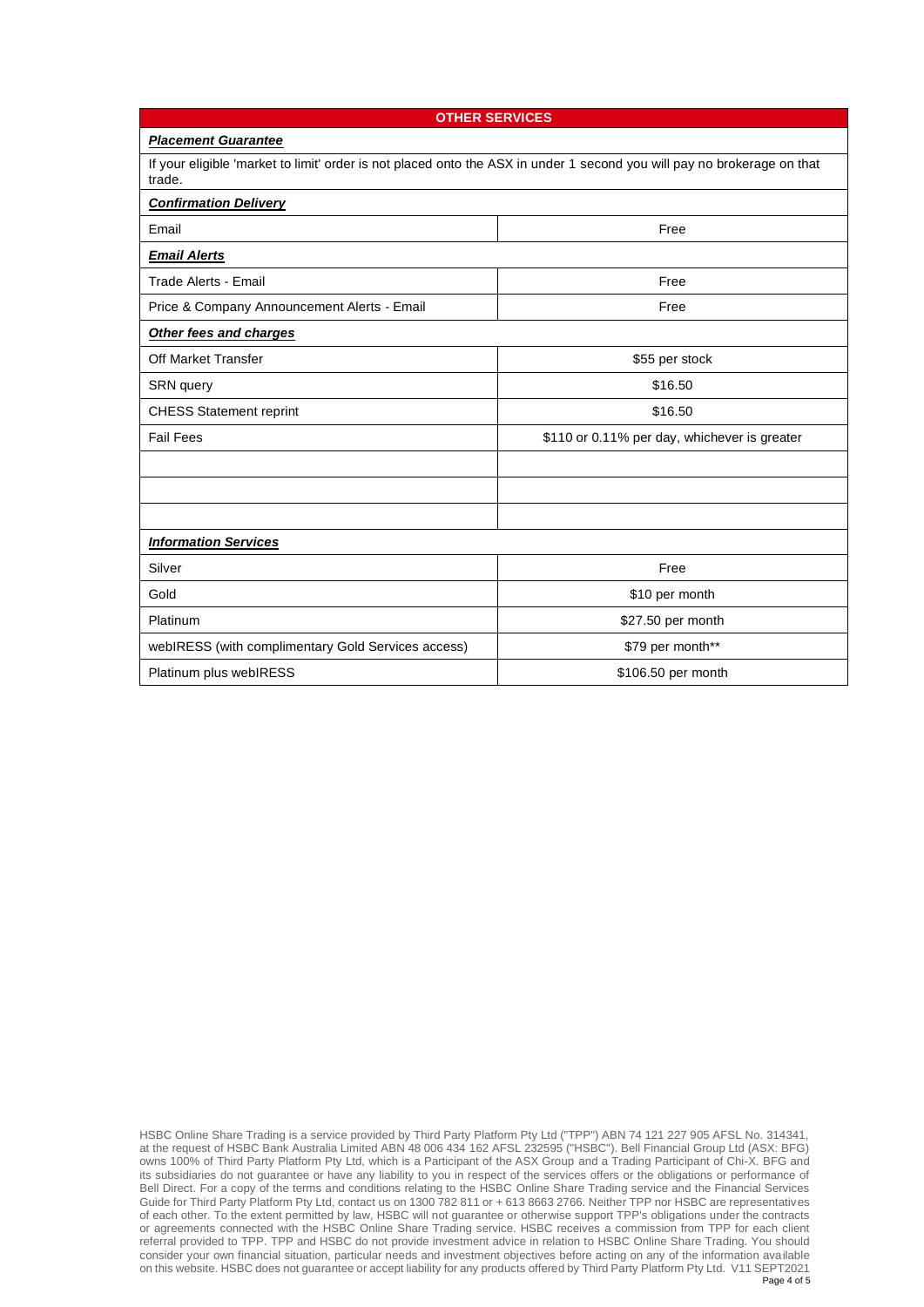| OTHER SERVICES | |
|---|---|
| ***Placement Guarantee*** | |
| If your eligible 'market to limit' order is not placed onto the ASX in under 1 second you will pay no brokerage on that trade. | |
| ***Confirmation Delivery*** | |
| Email | Free |
| ***Email Alerts*** | |
| Trade Alerts - Email | Free |
| Price & Company Announcement Alerts - Email | Free |
| ***Other fees and charges*** | |
| Off Market Transfer | $55 per stock |
| SRN query | $16.50 |
| CHESS Statement reprint | $16.50 |
| Fail Fees | $110 or 0.11% per day, whichever is greater |
| | |
| | |
| | |
| ***Information Services*** | |
| Silver | Free |
| Gold | $10 per month |
| Platinum | $27.50 per month |
| webIRESS (with complimentary Gold Services access) | $79 per month** |
| Platinum plus webIRESS | $106.50 per month |

HSBC Online Share Trading is a service provided by Third Party Platform Pty Ltd ("TPP") ABN 74 121 227 905 AFSL No. 314341, at the request of HSBC Bank Australia Limited ABN 48 006 434 162 AFSL 232595 ("HSBC"). Bell Financial Group Ltd (ASX: BFG) owns 100% of Third Party Platform Pty Ltd, which is a Participant of the ASX Group and a Trading Participant of Chi-X. BFG and its subsidiaries do not guarantee or have any liability to you in respect of the services offers or the obligations or performance of Bell Direct. For a copy of the terms and conditions relating to the HSBC Online Share Trading service and the Financial Services Guide for Third Party Platform Pty Ltd, contact us on 1300 782 811 or + 613 8663 2766. Neither TPP nor HSBC are representatives of each other. To the extent permitted by law, HSBC will not guarantee or otherwise support TPP's obligations under the contracts or agreements connected with the HSBC Online Share Trading service. HSBC receives a commission from TPP for each client referral provided to TPP. TPP and HSBC do not provide investment advice in relation to HSBC Online Share Trading. You should consider your own financial situation, particular needs and investment objectives before acting on any of the information available on this website. HSBC does not guarantee or accept liability for any products offered by Third Party Platform Pty Ltd. V11 SEPT2021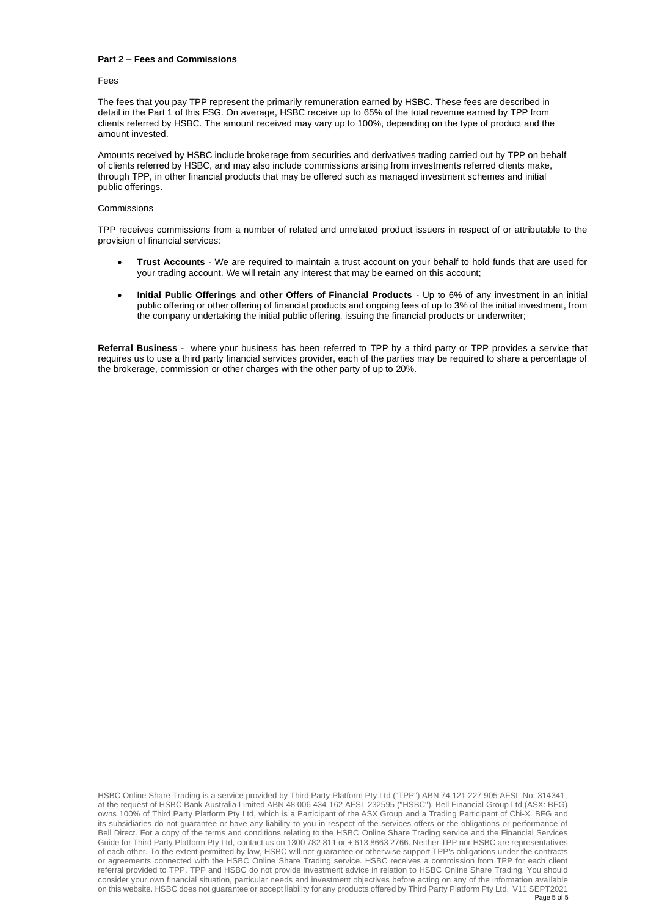**Part 2 – Fees and Commissions**

Fees

The fees that you pay TPP represent the primarily remuneration earned by HSBC. These fees are described in detail in the Part 1 of this FSG. On average, HSBC receive up to 65% of the total revenue earned by TPP from clients referred by HSBC. The amount received may vary up to 100%, depending on the type of product and the amount invested.

Amounts received by HSBC include brokerage from securities and derivatives trading carried out by TPP on behalf of clients referred by HSBC, and may also include commissions arising from investments referred clients make, through TPP, in other financial products that may be offered such as managed investment schemes and initial public offerings.

Commissions

TPP receives commissions from a number of related and unrelated product issuers in respect of or attributable to the provision of financial services:

- **Trust Accounts** - We are required to maintain a trust account on your behalf to hold funds that are used for your trading account. We will retain any interest that may be earned on this account;
- **Initial Public Offerings and other Offers of Financial Products** - Up to 6% of any investment in an initial public offering or other offering of financial products and ongoing fees of up to 3% of the initial investment, from the company undertaking the initial public offering, issuing the financial products or underwriter;

**Referral Business** - where your business has been referred to TPP by a third party or TPP provides a service that requires us to use a third party financial services provider, each of the parties may be required to share a percentage of the brokerage, commission or other charges with the other party of up to 20%.

HSBC Online Share Trading is a service provided by Third Party Platform Pty Ltd ("TPP") ABN 74 121 227 905 AFSL No. 314341, at the request of HSBC Bank Australia Limited ABN 48 006 434 162 AFSL 232595 ("HSBC"). Bell Financial Group Ltd (ASX: BFG) owns 100% of Third Party Platform Pty Ltd, which is a Participant of the ASX Group and a Trading Participant of Chi-X. BFG and its subsidiaries do not guarantee or have any liability to you in respect of the services offers or the obligations or performance of Bell Direct. For a copy of the terms and conditions relating to the HSBC Online Share Trading service and the Financial Services Guide for Third Party Platform Pty Ltd, contact us on 1300 782 811 or + 613 8663 2766. Neither TPP nor HSBC are representatives of each other. To the extent permitted by law, HSBC will not guarantee or otherwise support TPP's obligations under the contracts or agreements connected with the HSBC Online Share Trading service. HSBC receives a commission from TPP for each client referral provided to TPP. TPP and HSBC do not provide investment advice in relation to HSBC Online Share Trading. You should consider your own financial situation, particular needs and investment objectives before acting on any of the information available on this website. HSBC does not guarantee or accept liability for any products offered by Third Party Platform Pty Ltd. V11 SEPT2021